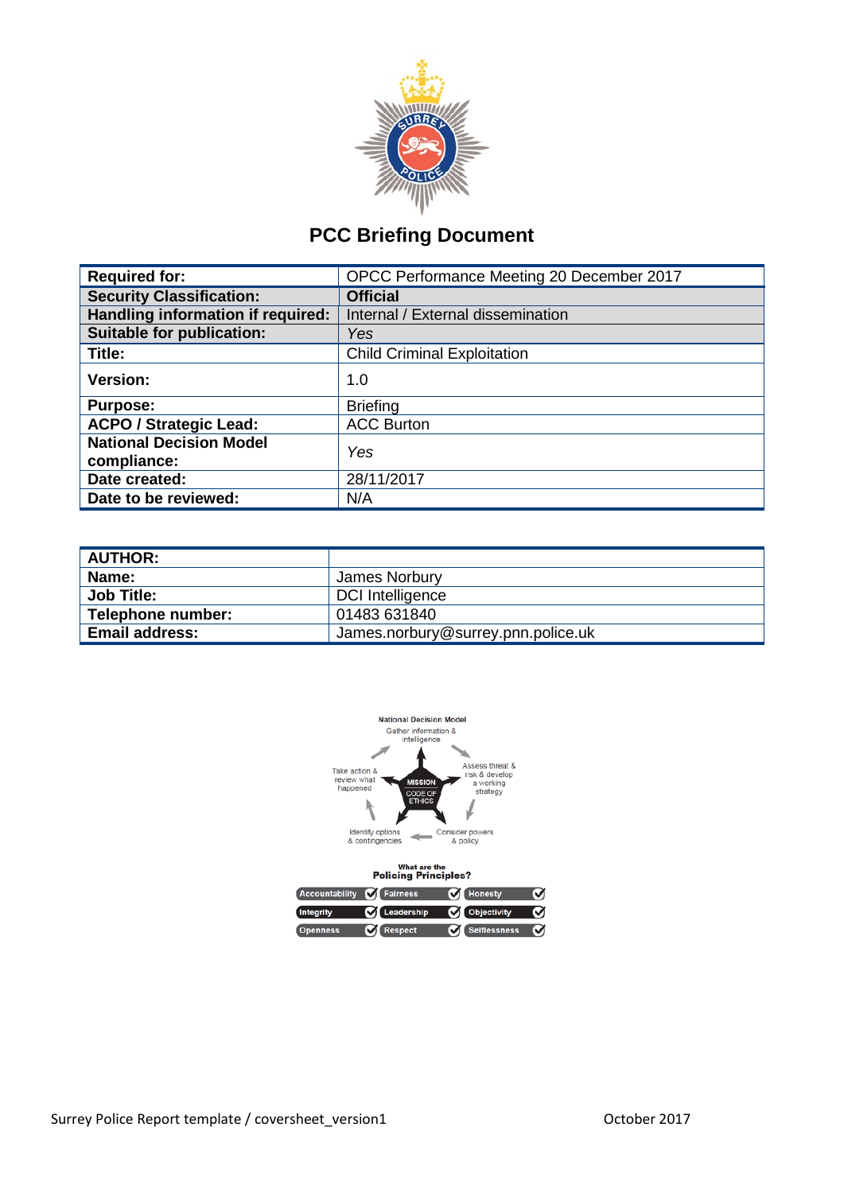# PCC Briefing Document

| Required for: | OPCC Performance Meeting 20 December 2017 |
|---|---|
| **Security Classification:** | **Official** |
| **Handling information if required:** | Internal / External dissemination |
| **Suitable for publication:** | *Yes* |
| **Title:** | Child Criminal Exploitation |
| **Version:** | 1.0 |
| **Purpose:** | Briefing |
| **ACPO / Strategic Lead:** | ACC Burton |
| **National Decision Model compliance:** | *Yes* |
| **Date created:** | 28/11/2017 |
| **Date to be reviewed:** | N/A |

| AUTHOR: | |
|---|---|
| **Name:** | James Norbury |
| **Job Title:** | DCI Intelligence |
| **Telephone number:** | 01483 631840 |
| **Email address:** | James.norbury@surrey.pnn.police.uk |

National Decision Model

- Gather information & intelligence
- Assess threat & risk & develop a working strategy
- Consider powers & policy
- Identify options & contingencies
- Take action & review what happened

MISSION — CODE OF ETHICS

What are the Policing Principles?

| Accountability | Fairness | Honesty |
|---|---|---|
| Integrity | Leadership | Objectivity |
| Openness | Respect | Selflessness |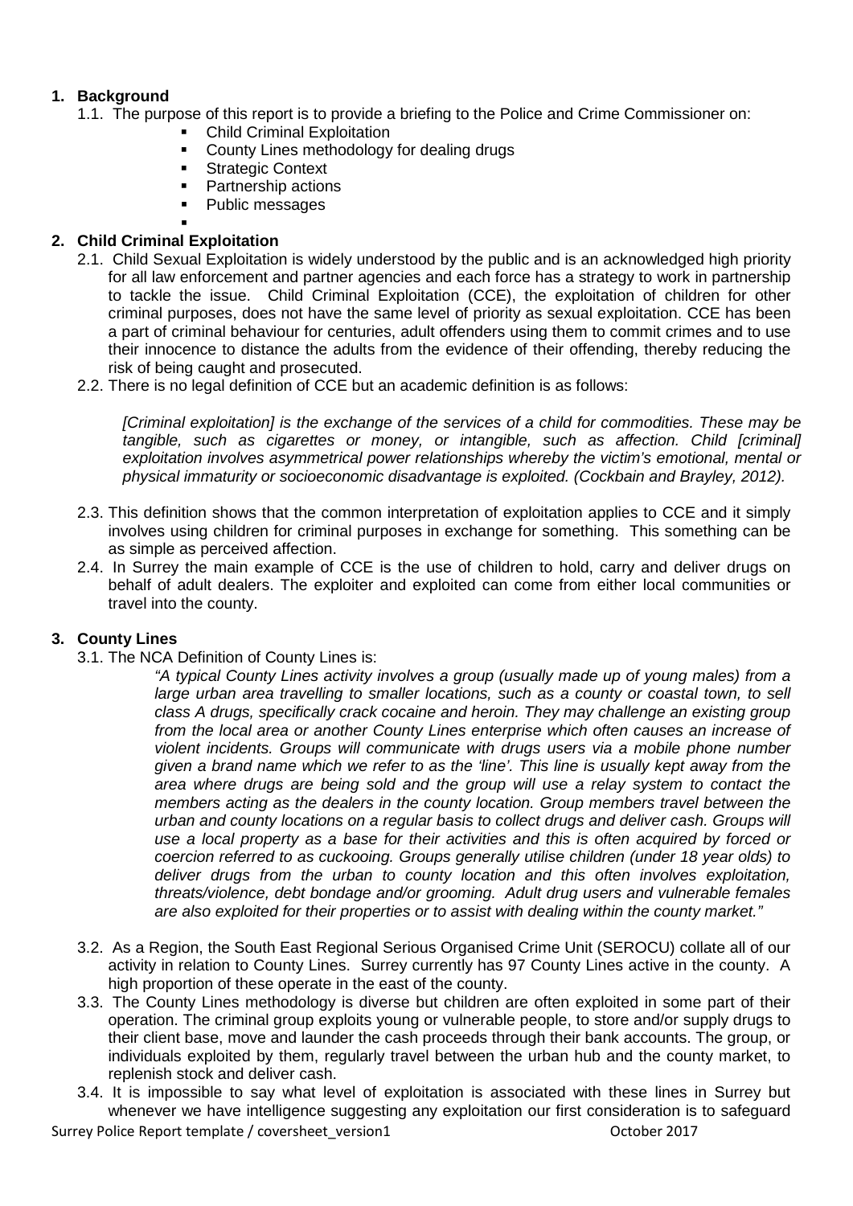## 1. Background

1.1. The purpose of this report is to provide a briefing to the Police and Crime Commissioner on:

- Child Criminal Exploitation
- County Lines methodology for dealing drugs
- Strategic Context
- Partnership actions
- Public messages

## 2. Child Criminal Exploitation

2.1. Child Sexual Exploitation is widely understood by the public and is an acknowledged high priority for all law enforcement and partner agencies and each force has a strategy to work in partnership to tackle the issue. Child Criminal Exploitation (CCE), the exploitation of children for other criminal purposes, does not have the same level of priority as sexual exploitation. CCE has been a part of criminal behaviour for centuries, adult offenders using them to commit crimes and to use their innocence to distance the adults from the evidence of their offending, thereby reducing the risk of being caught and prosecuted.

2.2. There is no legal definition of CCE but an academic definition is as follows:

> *[Criminal exploitation] is the exchange of the services of a child for commodities. These may be tangible, such as cigarettes or money, or intangible, such as affection. Child [criminal] exploitation involves asymmetrical power relationships whereby the victim's emotional, mental or physical immaturity or socioeconomic disadvantage is exploited. (Cockbain and Brayley, 2012).*

2.3. This definition shows that the common interpretation of exploitation applies to CCE and it simply involves using children for criminal purposes in exchange for something. This something can be as simple as perceived affection.

2.4. In Surrey the main example of CCE is the use of children to hold, carry and deliver drugs on behalf of adult dealers. The exploiter and exploited can come from either local communities or travel into the county.

## 3. County Lines

3.1. The NCA Definition of County Lines is:

> *"A typical County Lines activity involves a group (usually made up of young males) from a large urban area travelling to smaller locations, such as a county or coastal town, to sell class A drugs, specifically crack cocaine and heroin. They may challenge an existing group from the local area or another County Lines enterprise which often causes an increase of violent incidents. Groups will communicate with drugs users via a mobile phone number given a brand name which we refer to as the 'line'. This line is usually kept away from the area where drugs are being sold and the group will use a relay system to contact the members acting as the dealers in the county location. Group members travel between the urban and county locations on a regular basis to collect drugs and deliver cash. Groups will use a local property as a base for their activities and this is often acquired by forced or coercion referred to as cuckooing. Groups generally utilise children (under 18 year olds) to deliver drugs from the urban to county location and this often involves exploitation, threats/violence, debt bondage and/or grooming. Adult drug users and vulnerable females are also exploited for their properties or to assist with dealing within the county market."*

3.2. As a Region, the South East Regional Serious Organised Crime Unit (SEROCU) collate all of our activity in relation to County Lines. Surrey currently has 97 County Lines active in the county. A high proportion of these operate in the east of the county.

3.3. The County Lines methodology is diverse but children are often exploited in some part of their operation. The criminal group exploits young or vulnerable people, to store and/or supply drugs to their client base, move and launder the cash proceeds through their bank accounts. The group, or individuals exploited by them, regularly travel between the urban hub and the county market, to replenish stock and deliver cash.

3.4. It is impossible to say what level of exploitation is associated with these lines in Surrey but whenever we have intelligence suggesting any exploitation our first consideration is to safeguard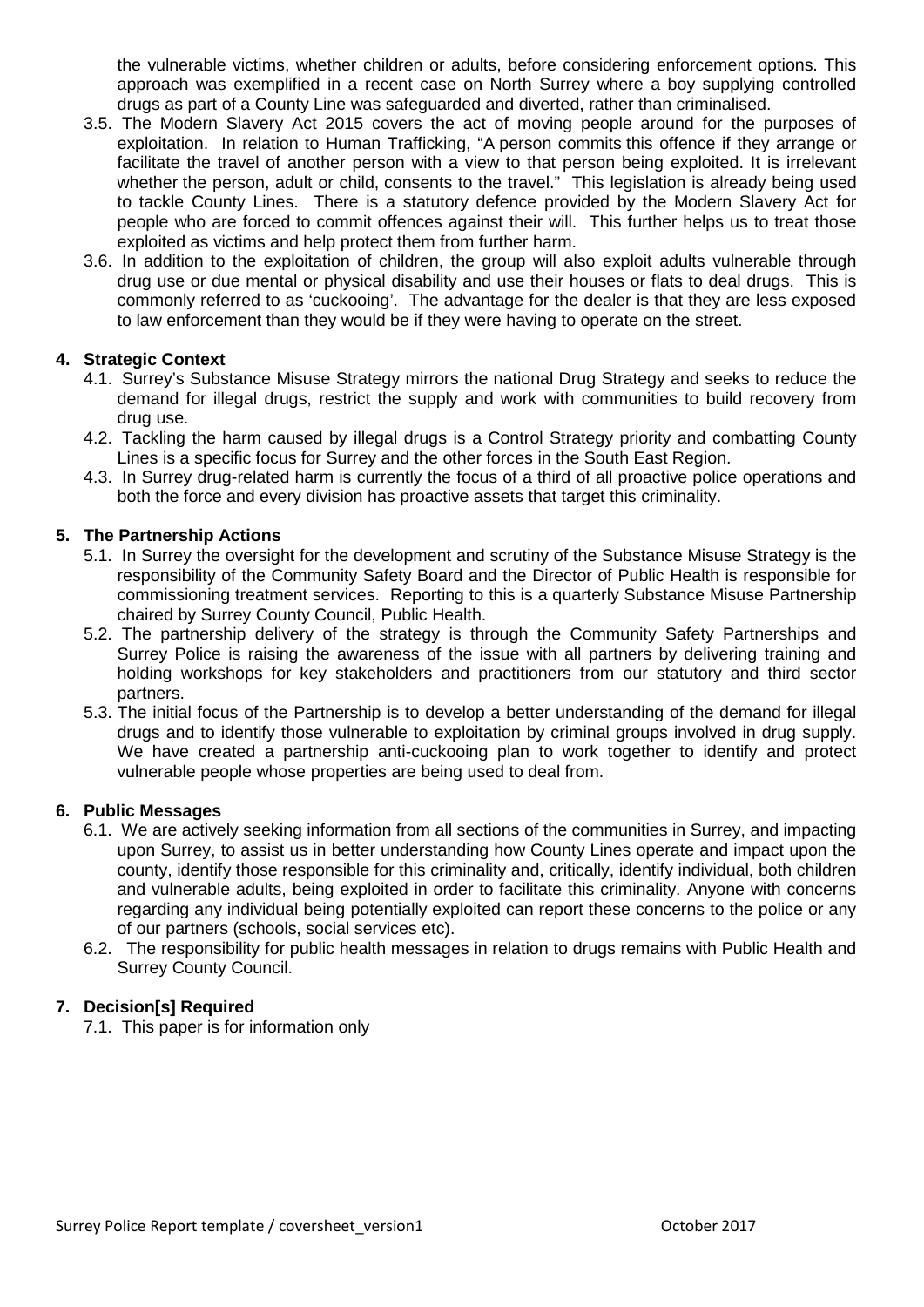the vulnerable victims, whether children or adults, before considering enforcement options. This approach was exemplified in a recent case on North Surrey where a boy supplying controlled drugs as part of a County Line was safeguarded and diverted, rather than criminalised.

3.5. The Modern Slavery Act 2015 covers the act of moving people around for the purposes of exploitation. In relation to Human Trafficking, "A person commits this offence if they arrange or facilitate the travel of another person with a view to that person being exploited. It is irrelevant whether the person, adult or child, consents to the travel." This legislation is already being used to tackle County Lines. There is a statutory defence provided by the Modern Slavery Act for people who are forced to commit offences against their will. This further helps us to treat those exploited as victims and help protect them from further harm.

3.6. In addition to the exploitation of children, the group will also exploit adults vulnerable through drug use or due mental or physical disability and use their houses or flats to deal drugs. This is commonly referred to as 'cuckooing'. The advantage for the dealer is that they are less exposed to law enforcement than they would be if they were having to operate on the street.

## 4. Strategic Context

4.1. Surrey's Substance Misuse Strategy mirrors the national Drug Strategy and seeks to reduce the demand for illegal drugs, restrict the supply and work with communities to build recovery from drug use.

4.2. Tackling the harm caused by illegal drugs is a Control Strategy priority and combatting County Lines is a specific focus for Surrey and the other forces in the South East Region.

4.3. In Surrey drug-related harm is currently the focus of a third of all proactive police operations and both the force and every division has proactive assets that target this criminality.

## 5. The Partnership Actions

5.1. In Surrey the oversight for the development and scrutiny of the Substance Misuse Strategy is the responsibility of the Community Safety Board and the Director of Public Health is responsible for commissioning treatment services. Reporting to this is a quarterly Substance Misuse Partnership chaired by Surrey County Council, Public Health.

5.2. The partnership delivery of the strategy is through the Community Safety Partnerships and Surrey Police is raising the awareness of the issue with all partners by delivering training and holding workshops for key stakeholders and practitioners from our statutory and third sector partners.

5.3. The initial focus of the Partnership is to develop a better understanding of the demand for illegal drugs and to identify those vulnerable to exploitation by criminal groups involved in drug supply. We have created a partnership anti-cuckooing plan to work together to identify and protect vulnerable people whose properties are being used to deal from.

## 6. Public Messages

6.1. We are actively seeking information from all sections of the communities in Surrey, and impacting upon Surrey, to assist us in better understanding how County Lines operate and impact upon the county, identify those responsible for this criminality and, critically, identify individual, both children and vulnerable adults, being exploited in order to facilitate this criminality. Anyone with concerns regarding any individual being potentially exploited can report these concerns to the police or any of our partners (schools, social services etc).

6.2. The responsibility for public health messages in relation to drugs remains with Public Health and Surrey County Council.

## 7. Decision[s] Required

7.1. This paper is for information only